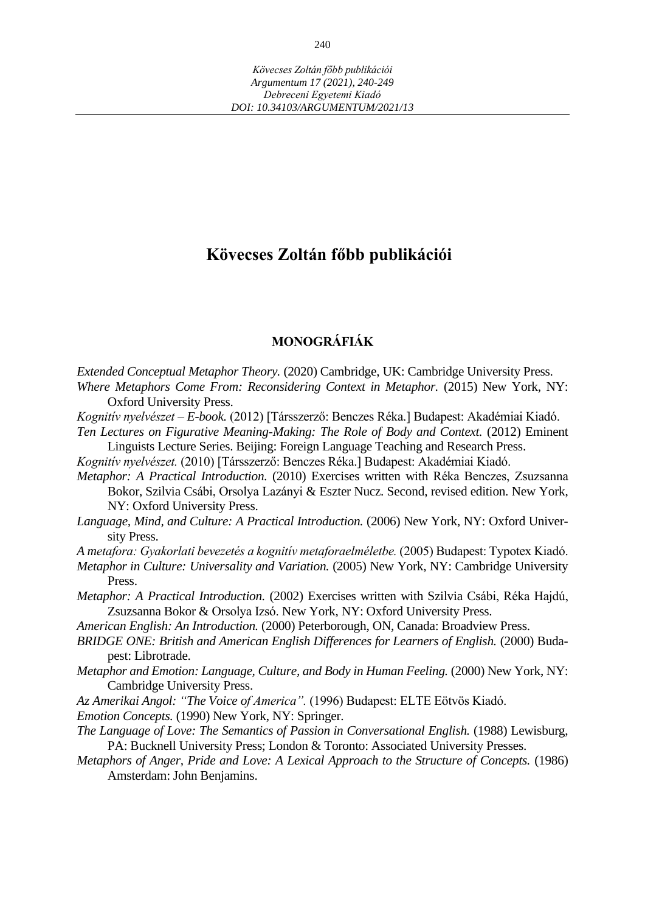# Kövecses Zoltán főbb publikációi

## MONOGRÁFIÁK

*Extended Conceptual Metaphor Theory.* (2020) Cambridge, UK: Cambridge University Press.

*Where Metaphors Come From: Reconsidering Context in Metaphor.* (2015) New York, NY: Oxford University Press.

*Kognitív nyelvészet – E-book.* (2012) [Társszerző: Benczes Réka.] Budapest: Akadémiai Kiadó.

*Ten Lectures on Figurative Meaning-Making: The Role of Body and Context.* (2012) Eminent Linguists Lecture Series. Beijing: Foreign Language Teaching and Research Press.

*Kognitív nyelvészet.* (2010) [Társszerző: Benczes Réka.] Budapest: Akadémiai Kiadó.

*Metaphor: A Practical Introduction.* (2010) Exercises written with Réka Benczes, Zsuzsanna Bokor, Szilvia Csábi, Orsolya Lazányi & Eszter Nucz. Second, revised edition. New York, NY: Oxford University Press.

*Language, Mind, and Culture: A Practical Introduction.* (2006) New York, NY: Oxford University Press.

*A metafora: Gyakorlati bevezetés a kognitív metaforaelméletbe.* (2005) Budapest: Typotex Kiadó.

*Metaphor in Culture: Universality and Variation.* (2005) New York, NY: Cambridge University Press.

*Metaphor: A Practical Introduction.* (2002) Exercises written with Szilvia Csábi, Réka Hajdú, Zsuzsanna Bokor & Orsolya Izsó. New York, NY: Oxford University Press.

*American English: An Introduction.* (2000) Peterborough, ON, Canada: Broadview Press.

*BRIDGE ONE: British and American English Differences for Learners of English.* (2000) Budapest: Librotrade.

*Metaphor and Emotion: Language, Culture, and Body in Human Feeling.* (2000) New York, NY: Cambridge University Press.

*Az Amerikai Angol: "The Voice of America".* (1996) Budapest: ELTE Eötvös Kiadó.

*Emotion Concepts.* (1990) New York, NY: Springer.

*The Language of Love: The Semantics of Passion in Conversational English.* (1988) Lewisburg, PA: Bucknell University Press; London & Toronto: Associated University Presses.

*Metaphors of Anger, Pride and Love: A Lexical Approach to the Structure of Concepts.* (1986) Amsterdam: John Benjamins.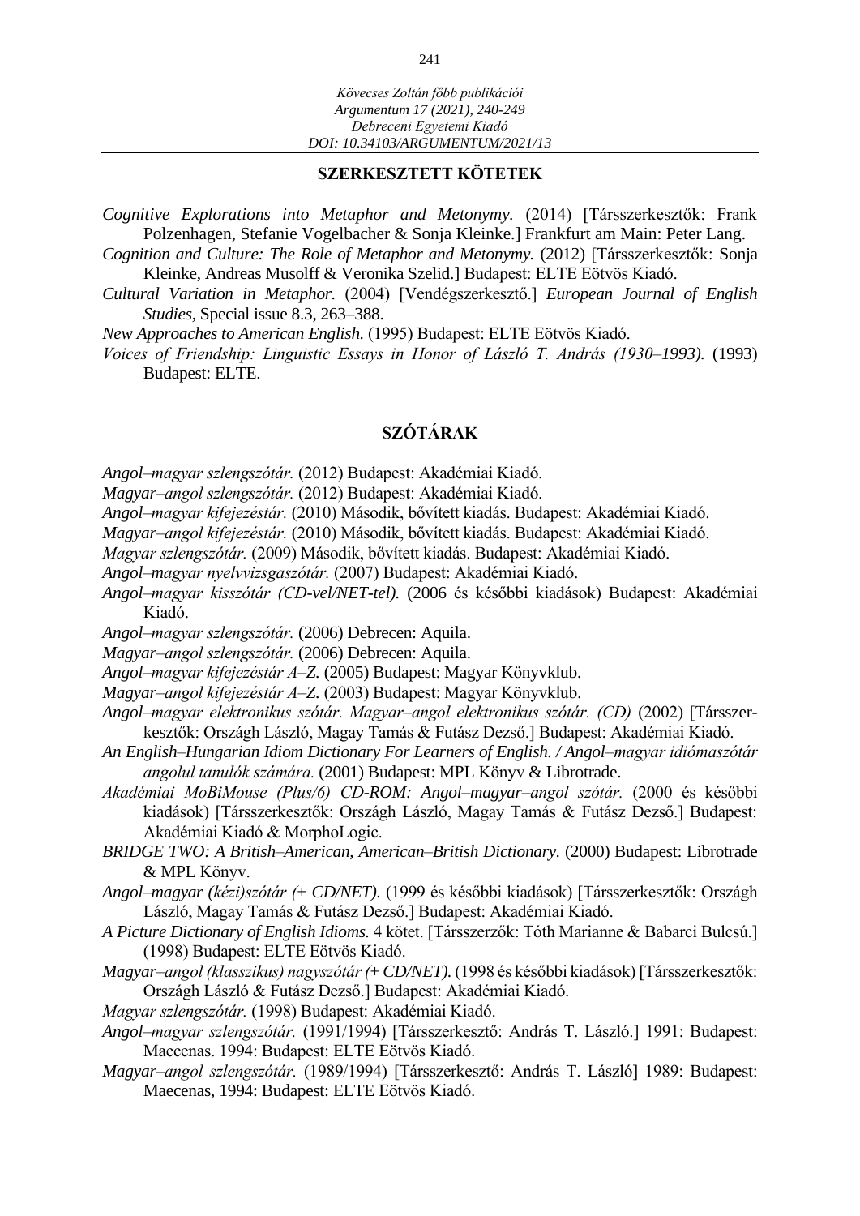## SZERKESZTETT KÖTETEK

*Cognitive Explorations into Metaphor and Metonymy.* (2014) [Társszerkesztők: Frank Polzenhagen, Stefanie Vogelbacher & Sonja Kleinke.] Frankfurt am Main: Peter Lang.

*Cognition and Culture: The Role of Metaphor and Metonymy.* (2012) [Társszerkesztők: Sonja Kleinke, Andreas Musolff & Veronika Szelid.] Budapest: ELTE Eötvös Kiadó.

*Cultural Variation in Metaphor.* (2004) [Vendégszerkesztő.] *European Journal of English Studies,* Special issue 8.3, 263–388.

*New Approaches to American English.* (1995) Budapest: ELTE Eötvös Kiadó.

*Voices of Friendship: Linguistic Essays in Honor of László T. András (1930–1993).* (1993) Budapest: ELTE.

## SZÓTÁRAK

*Angol–magyar szlengszótár.* (2012) Budapest: Akadémiai Kiadó.

*Magyar–angol szlengszótár.* (2012) Budapest: Akadémiai Kiadó.

*Angol–magyar kifejezéstár.* (2010) Második, bővített kiadás. Budapest: Akadémiai Kiadó.

*Magyar–angol kifejezéstár.* (2010) Második, bővített kiadás. Budapest: Akadémiai Kiadó.

*Magyar szlengszótár.* (2009) Második, bővített kiadás. Budapest: Akadémiai Kiadó.

*Angol–magyar nyelvvizsgaszótár.* (2007) Budapest: Akadémiai Kiadó.

*Angol–magyar kisszótár (CD-vel/NET-tel).* (2006 és későbbi kiadások) Budapest: Akadémiai Kiadó.

*Angol–magyar szlengszótár.* (2006) Debrecen: Aquila.

*Magyar–angol szlengszótár.* (2006) Debrecen: Aquila.

*Angol–magyar kifejezéstár A–Z.* (2005) Budapest: Magyar Könyvklub.

*Magyar–angol kifejezéstár A–Z.* (2003) Budapest: Magyar Könyvklub.

*Angol–magyar elektronikus szótár. Magyar–angol elektronikus szótár. (CD)* (2002) [Társszerkesztők: Országh László, Magay Tamás & Futász Dezső.] Budapest: Akadémiai Kiadó.

*An English–Hungarian Idiom Dictionary For Learners of English. / Angol–magyar idiómaszótár angolul tanulók számára.* (2001) Budapest: MPL Könyv & Librotrade.

*Akadémiai MoBiMouse (Plus/6) CD-ROM: Angol–magyar–angol szótár.* (2000 és későbbi kiadások) [Társszerkesztők: Országh László, Magay Tamás & Futász Dezső.] Budapest: Akadémiai Kiadó & MorphoLogic.

*BRIDGE TWO: A British–American, American–British Dictionary.* (2000) Budapest: Librotrade & MPL Könyv.

*Angol–magyar (kézi)szótár (+ CD/NET).* (1999 és későbbi kiadások) [Társszerkesztők: Országh László, Magay Tamás & Futász Dezső.] Budapest: Akadémiai Kiadó.

*A Picture Dictionary of English Idioms.* 4 kötet. [Társszerzők: Tóth Marianne & Babarci Bulcsú.] (1998) Budapest: ELTE Eötvös Kiadó.

*Magyar–angol (klasszikus) nagyszótár (+ CD/NET).* (1998 és későbbi kiadások) [Társszerkesztők: Országh László & Futász Dezső.] Budapest: Akadémiai Kiadó.

*Magyar szlengszótár.* (1998) Budapest: Akadémiai Kiadó.

*Angol–magyar szlengszótár.* (1991/1994) [Társszerkesztő: András T. László.] 1991: Budapest: Maecenas. 1994: Budapest: ELTE Eötvös Kiadó.

*Magyar–angol szlengszótár.* (1989/1994) [Társszerkesztő: András T. László] 1989: Budapest: Maecenas, 1994: Budapest: ELTE Eötvös Kiadó.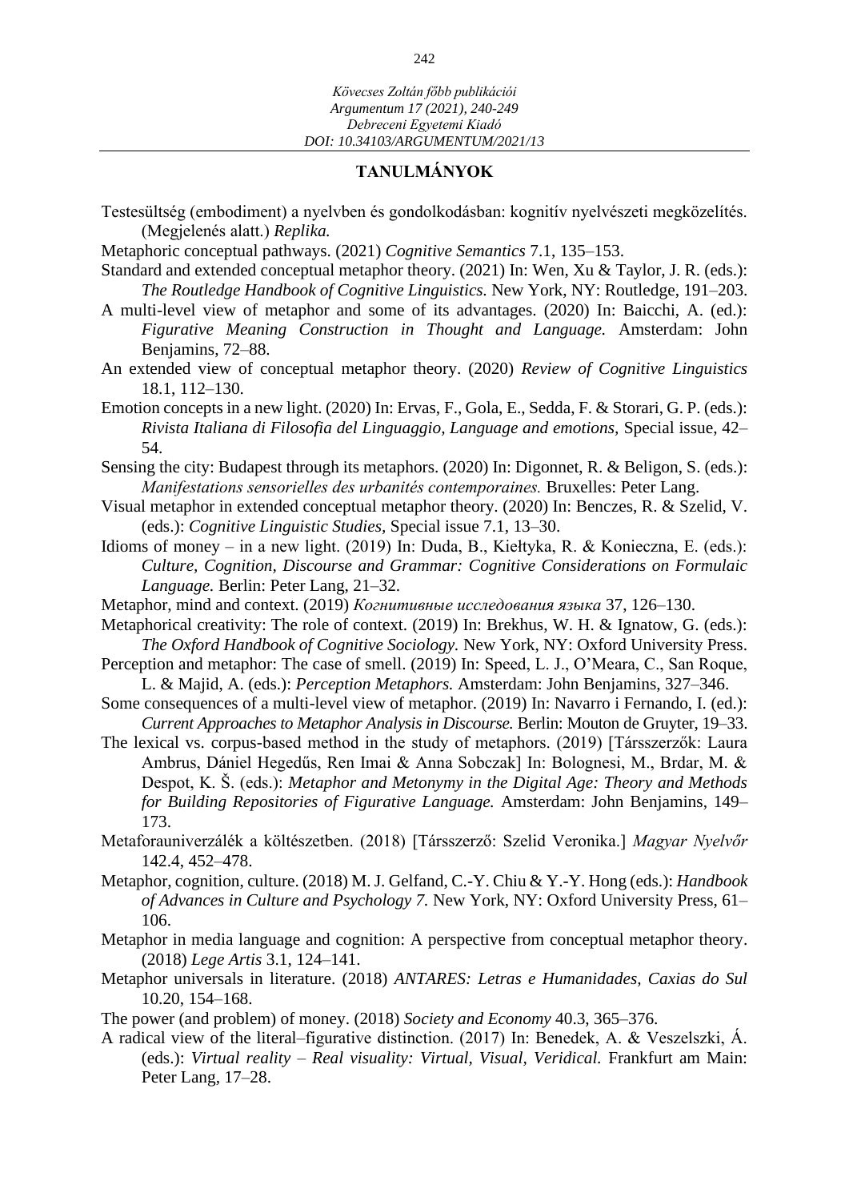## TANULMÁNYOK

Testesültség (embodiment) a nyelvben és gondolkodásban: kognitív nyelvészeti megközelítés. (Megjelenés alatt.) *Replika.*

Metaphoric conceptual pathways. (2021) *Cognitive Semantics* 7.1, 135–153.

Standard and extended conceptual metaphor theory. (2021) In: Wen, Xu & Taylor, J. R. (eds.): *The Routledge Handbook of Cognitive Linguistics.* New York, NY: Routledge, 191–203.

A multi-level view of metaphor and some of its advantages. (2020) In: Baicchi, A. (ed.): *Figurative Meaning Construction in Thought and Language.* Amsterdam: John Benjamins, 72–88.

An extended view of conceptual metaphor theory. (2020) *Review of Cognitive Linguistics* 18.1, 112–130.

Emotion concepts in a new light. (2020) In: Ervas, F., Gola, E., Sedda, F. & Storari, G. P. (eds.): *Rivista Italiana di Filosofia del Linguaggio, Language and emotions,* Special issue, 42–54.

Sensing the city: Budapest through its metaphors. (2020) In: Digonnet, R. & Beligon, S. (eds.): *Manifestations sensorielles des urbanités contemporaines.* Bruxelles: Peter Lang.

Visual metaphor in extended conceptual metaphor theory. (2020) In: Benczes, R. & Szelid, V. (eds.): *Cognitive Linguistic Studies,* Special issue 7.1, 13–30.

Idioms of money – in a new light. (2019) In: Duda, B., Kiełtyka, R. & Konieczna, E. (eds.): *Culture, Cognition, Discourse and Grammar: Cognitive Considerations on Formulaic Language.* Berlin: Peter Lang, 21–32.

Metaphor, mind and context. (2019) *Когнитивные исследования языка* 37, 126–130.

Metaphorical creativity: The role of context. (2019) In: Brekhus, W. H. & Ignatow, G. (eds.): *The Oxford Handbook of Cognitive Sociology.* New York, NY: Oxford University Press.

Perception and metaphor: The case of smell. (2019) In: Speed, L. J., O'Meara, C., San Roque, L. & Majid, A. (eds.): *Perception Metaphors.* Amsterdam: John Benjamins, 327–346.

Some consequences of a multi-level view of metaphor. (2019) In: Navarro i Fernando, I. (ed.): *Current Approaches to Metaphor Analysis in Discourse.* Berlin: Mouton de Gruyter, 19–33.

The lexical vs. corpus-based method in the study of metaphors. (2019) [Társszerzők: Laura Ambrus, Dániel Hegedűs, Ren Imai & Anna Sobczak] In: Bolognesi, M., Brdar, M. & Despot, K. Š. (eds.): *Metaphor and Metonymy in the Digital Age: Theory and Methods for Building Repositories of Figurative Language.* Amsterdam: John Benjamins, 149–173.

Metaforauniverzálék a költészetben. (2018) [Társszerző: Szelid Veronika.] *Magyar Nyelvőr* 142.4, 452–478.

Metaphor, cognition, culture. (2018) M. J. Gelfand, C.-Y. Chiu & Y.-Y. Hong (eds.): *Handbook of Advances in Culture and Psychology 7.* New York, NY: Oxford University Press, 61–106.

Metaphor in media language and cognition: A perspective from conceptual metaphor theory. (2018) *Lege Artis* 3.1, 124–141.

Metaphor universals in literature. (2018) *ANTARES: Letras e Humanidades, Caxias do Sul* 10.20, 154–168.

The power (and problem) of money. (2018) *Society and Economy* 40.3, 365–376.

A radical view of the literal–figurative distinction. (2017) In: Benedek, A. & Veszelszki, Á. (eds.): *Virtual reality – Real visuality: Virtual, Visual, Veridical.* Frankfurt am Main: Peter Lang, 17–28.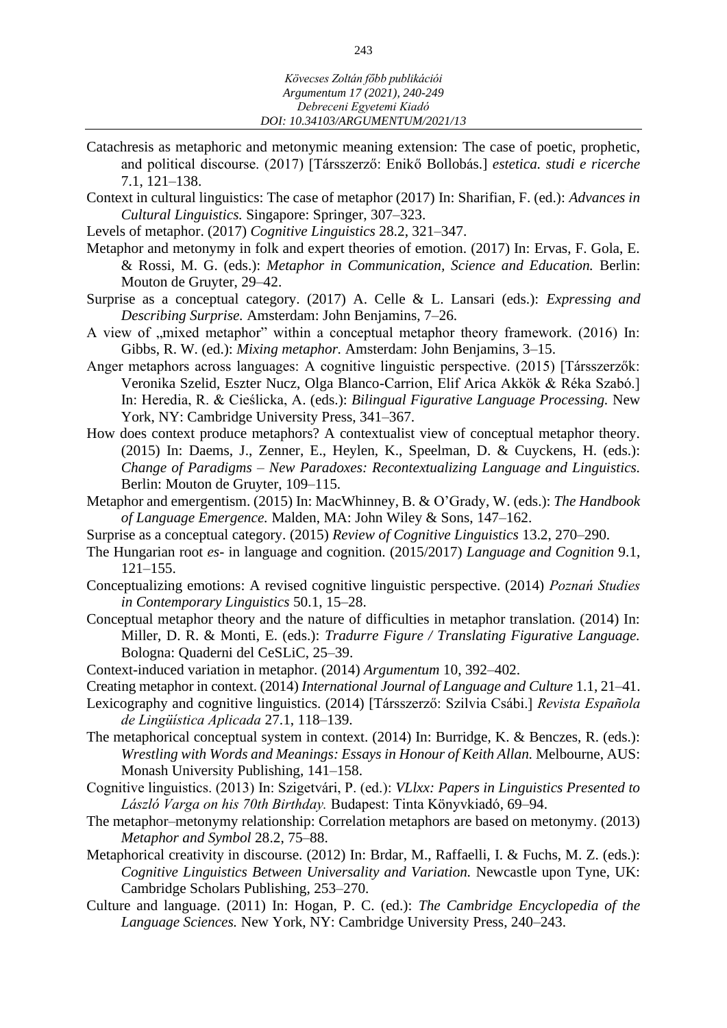Catachresis as metaphoric and metonymic meaning extension: The case of poetic, prophetic, and political discourse. (2017) [Társszerző: Enikő Bollobás.] *estetica. studi e ricerche* 7.1, 121–138.

Context in cultural linguistics: The case of metaphor (2017) In: Sharifian, F. (ed.): *Advances in Cultural Linguistics.* Singapore: Springer, 307–323.

Levels of metaphor. (2017) *Cognitive Linguistics* 28.2, 321–347.

Metaphor and metonymy in folk and expert theories of emotion. (2017) In: Ervas, F. Gola, E. & Rossi, M. G. (eds.): *Metaphor in Communication, Science and Education.* Berlin: Mouton de Gruyter, 29–42.

Surprise as a conceptual category. (2017) A. Celle & L. Lansari (eds.): *Expressing and Describing Surprise.* Amsterdam: John Benjamins, 7–26.

A view of „mixed metaphor" within a conceptual metaphor theory framework. (2016) In: Gibbs, R. W. (ed.): *Mixing metaphor.* Amsterdam: John Benjamins, 3–15.

Anger metaphors across languages: A cognitive linguistic perspective. (2015) [Társszerzők: Veronika Szelid, Eszter Nucz, Olga Blanco-Carrion, Elif Arica Akkök & Réka Szabó.] In: Heredia, R. & Cieślicka, A. (eds.): *Bilingual Figurative Language Processing.* New York, NY: Cambridge University Press, 341–367.

How does context produce metaphors? A contextualist view of conceptual metaphor theory. (2015) In: Daems, J., Zenner, E., Heylen, K., Speelman, D. & Cuyckens, H. (eds.): *Change of Paradigms – New Paradoxes: Recontextualizing Language and Linguistics.* Berlin: Mouton de Gruyter, 109–115.

Metaphor and emergentism. (2015) In: MacWhinney, B. & O'Grady, W. (eds.): *The Handbook of Language Emergence.* Malden, MA: John Wiley & Sons, 147–162.

Surprise as a conceptual category. (2015) *Review of Cognitive Linguistics* 13.2, 270–290.

The Hungarian root *es-* in language and cognition. (2015/2017) *Language and Cognition* 9.1, 121–155.

Conceptualizing emotions: A revised cognitive linguistic perspective. (2014) *Poznań Studies in Contemporary Linguistics* 50.1, 15–28.

Conceptual metaphor theory and the nature of difficulties in metaphor translation. (2014) In: Miller, D. R. & Monti, E. (eds.): *Tradurre Figure / Translating Figurative Language.* Bologna: Quaderni del CeSLiC, 25–39.

Context-induced variation in metaphor. (2014) *Argumentum* 10, 392–402.

Creating metaphor in context. (2014) *International Journal of Language and Culture* 1.1, 21–41.

Lexicography and cognitive linguistics. (2014) [Társszerző: Szilvia Csábi.] *Revista Española de Lingüística Aplicada* 27.1, 118–139.

The metaphorical conceptual system in context. (2014) In: Burridge, K. & Benczes, R. (eds.): *Wrestling with Words and Meanings: Essays in Honour of Keith Allan.* Melbourne, AUS: Monash University Publishing, 141–158.

Cognitive linguistics. (2013) In: Szigetvári, P. (ed.): *VLlxx: Papers in Linguistics Presented to László Varga on his 70th Birthday.* Budapest: Tinta Könyvkiadó, 69–94.

The metaphor–metonymy relationship: Correlation metaphors are based on metonymy. (2013) *Metaphor and Symbol* 28.2, 75–88.

Metaphorical creativity in discourse. (2012) In: Brdar, M., Raffaelli, I. & Fuchs, M. Z. (eds.): *Cognitive Linguistics Between Universality and Variation.* Newcastle upon Tyne, UK: Cambridge Scholars Publishing, 253–270.

Culture and language. (2011) In: Hogan, P. C. (ed.): *The Cambridge Encyclopedia of the Language Sciences.* New York, NY: Cambridge University Press, 240–243.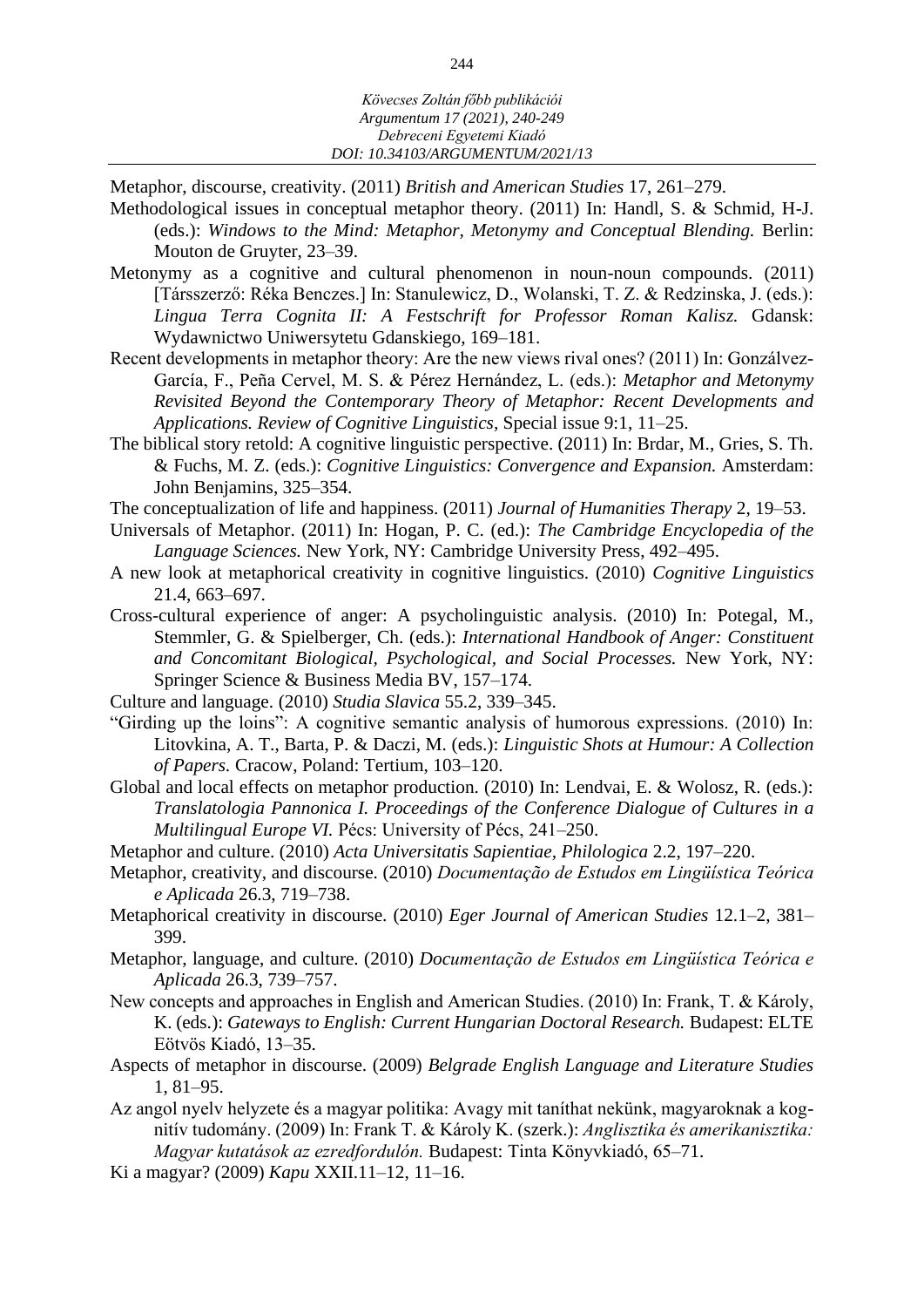Metaphor, discourse, creativity. (2011) *British and American Studies* 17, 261–279.

Methodological issues in conceptual metaphor theory. (2011) In: Handl, S. & Schmid, H-J. (eds.): *Windows to the Mind: Metaphor, Metonymy and Conceptual Blending.* Berlin: Mouton de Gruyter, 23–39.

Metonymy as a cognitive and cultural phenomenon in noun-noun compounds. (2011) [Társszerző: Réka Benczes.] In: Stanulewicz, D., Wolanski, T. Z. & Redzinska, J. (eds.): *Lingua Terra Cognita II: A Festschrift for Professor Roman Kalisz.* Gdansk: Wydawnictwo Uniwersytetu Gdanskiego, 169–181.

Recent developments in metaphor theory: Are the new views rival ones? (2011) In: Gonzálvez-García, F., Peña Cervel, M. S. & Pérez Hernández, L. (eds.): *Metaphor and Metonymy Revisited Beyond the Contemporary Theory of Metaphor: Recent Developments and Applications. Review of Cognitive Linguistics,* Special issue 9:1, 11–25.

The biblical story retold: A cognitive linguistic perspective. (2011) In: Brdar, M., Gries, S. Th. & Fuchs, M. Z. (eds.): *Cognitive Linguistics: Convergence and Expansion.* Amsterdam: John Benjamins, 325–354.

The conceptualization of life and happiness. (2011) *Journal of Humanities Therapy* 2, 19–53.

Universals of Metaphor. (2011) In: Hogan, P. C. (ed.): *The Cambridge Encyclopedia of the Language Sciences.* New York, NY: Cambridge University Press, 492–495.

A new look at metaphorical creativity in cognitive linguistics. (2010) *Cognitive Linguistics* 21.4, 663–697.

Cross-cultural experience of anger: A psycholinguistic analysis. (2010) In: Potegal, M., Stemmler, G. & Spielberger, Ch. (eds.): *International Handbook of Anger: Constituent and Concomitant Biological, Psychological, and Social Processes.* New York, NY: Springer Science & Business Media BV, 157–174.

Culture and language. (2010) *Studia Slavica* 55.2, 339–345.

"Girding up the loins": A cognitive semantic analysis of humorous expressions. (2010) In: Litovkina, A. T., Barta, P. & Daczi, M. (eds.): *Linguistic Shots at Humour: A Collection of Papers.* Cracow, Poland: Tertium, 103–120.

Global and local effects on metaphor production. (2010) In: Lendvai, E. & Wolosz, R. (eds.): *Translatologia Pannonica I. Proceedings of the Conference Dialogue of Cultures in a Multilingual Europe VI.* Pécs: University of Pécs, 241–250.

Metaphor and culture. (2010) *Acta Universitatis Sapientiae, Philologica* 2.2, 197–220.

Metaphor, creativity, and discourse. (2010) *Documentação de Estudos em Lingüística Teórica e Aplicada* 26.3, 719–738.

Metaphorical creativity in discourse. (2010) *Eger Journal of American Studies* 12.1–2, 381–399.

Metaphor, language, and culture. (2010) *Documentação de Estudos em Lingüística Teórica e Aplicada* 26.3, 739–757.

New concepts and approaches in English and American Studies. (2010) In: Frank, T. & Károly, K. (eds.): *Gateways to English: Current Hungarian Doctoral Research.* Budapest: ELTE Eötvös Kiadó, 13–35.

Aspects of metaphor in discourse. (2009) *Belgrade English Language and Literature Studies* 1, 81–95.

Az angol nyelv helyzete és a magyar politika: Avagy mit taníthat nekünk, magyaroknak a kognitív tudomány. (2009) In: Frank T. & Károly K. (szerk.): *Anglisztika és amerikanisztika: Magyar kutatások az ezredfordulón.* Budapest: Tinta Könyvkiadó, 65–71.

Ki a magyar? (2009) *Kapu* XXII.11–12, 11–16.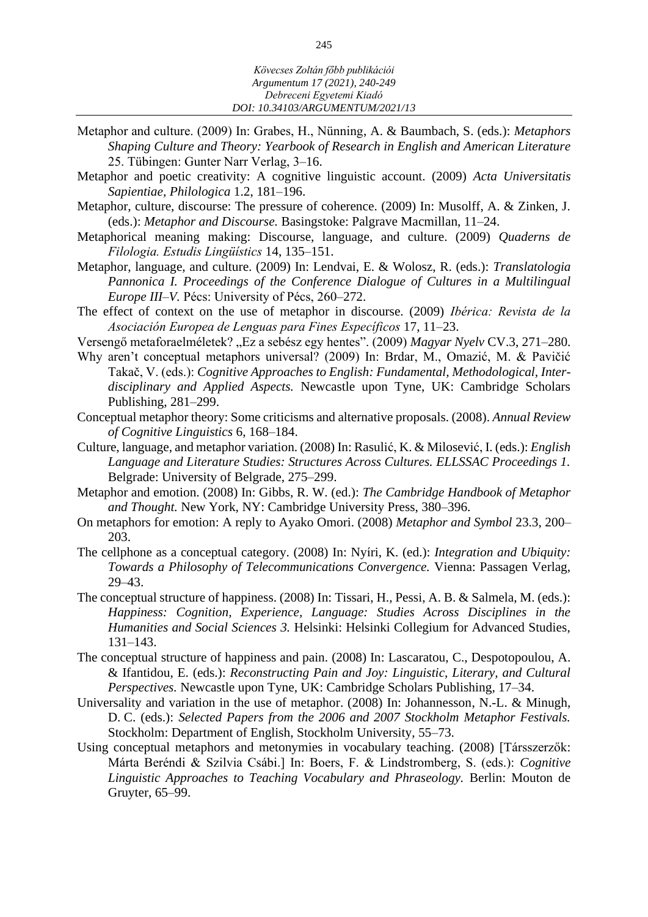Metaphor and culture. (2009) In: Grabes, H., Nünning, A. & Baumbach, S. (eds.): *Metaphors Shaping Culture and Theory: Yearbook of Research in English and American Literature* 25. Tübingen: Gunter Narr Verlag, 3–16.

Metaphor and poetic creativity: A cognitive linguistic account. (2009) *Acta Universitatis Sapientiae, Philologica* 1.2, 181–196.

Metaphor, culture, discourse: The pressure of coherence. (2009) In: Musolff, A. & Zinken, J. (eds.): *Metaphor and Discourse.* Basingstoke: Palgrave Macmillan, 11–24.

Metaphorical meaning making: Discourse, language, and culture. (2009) *Quaderns de Filologia. Estudis Lingüístics* 14, 135–151.

Metaphor, language, and culture. (2009) In: Lendvai, E. & Wolosz, R. (eds.): *Translatologia Pannonica I. Proceedings of the Conference Dialogue of Cultures in a Multilingual Europe III–V.* Pécs: University of Pécs, 260–272.

The effect of context on the use of metaphor in discourse. (2009) *Ibérica: Revista de la Asociación Europea de Lenguas para Fines Específicos* 17, 11–23.

Versengő metaforaelméletek? „Ez a sebész egy hentes". (2009) *Magyar Nyelv* CV.3, 271–280.

Why aren't conceptual metaphors universal? (2009) In: Brdar, M., Omazić, M. & Pavičić Takač, V. (eds.): *Cognitive Approaches to English: Fundamental, Methodological, Interdisciplinary and Applied Aspects.* Newcastle upon Tyne, UK: Cambridge Scholars Publishing, 281–299.

Conceptual metaphor theory: Some criticisms and alternative proposals. (2008). *Annual Review of Cognitive Linguistics* 6, 168–184.

Culture, language, and metaphor variation. (2008) In: Rasulić, K. & Milosević, I. (eds.): *English Language and Literature Studies: Structures Across Cultures. ELLSSAC Proceedings 1.* Belgrade: University of Belgrade, 275–299.

Metaphor and emotion. (2008) In: Gibbs, R. W. (ed.): *The Cambridge Handbook of Metaphor and Thought.* New York, NY: Cambridge University Press, 380–396.

On metaphors for emotion: A reply to Ayako Omori. (2008) *Metaphor and Symbol* 23.3, 200–203.

The cellphone as a conceptual category. (2008) In: Nyíri, K. (ed.): *Integration and Ubiquity: Towards a Philosophy of Telecommunications Convergence.* Vienna: Passagen Verlag, 29–43.

The conceptual structure of happiness. (2008) In: Tissari, H., Pessi, A. B. & Salmela, M. (eds.): *Happiness: Cognition, Experience, Language: Studies Across Disciplines in the Humanities and Social Sciences 3.* Helsinki: Helsinki Collegium for Advanced Studies, 131–143.

The conceptual structure of happiness and pain. (2008) In: Lascaratou, C., Despotopoulou, A. & Ifantidou, E. (eds.): *Reconstructing Pain and Joy: Linguistic, Literary, and Cultural Perspectives.* Newcastle upon Tyne, UK: Cambridge Scholars Publishing, 17–34.

Universality and variation in the use of metaphor. (2008) In: Johannesson, N.-L. & Minugh, D. C. (eds.): *Selected Papers from the 2006 and 2007 Stockholm Metaphor Festivals.* Stockholm: Department of English, Stockholm University, 55–73.

Using conceptual metaphors and metonymies in vocabulary teaching. (2008) [Társszerzők: Márta Beréndi & Szilvia Csábi.] In: Boers, F. & Lindstromberg, S. (eds.): *Cognitive Linguistic Approaches to Teaching Vocabulary and Phraseology.* Berlin: Mouton de Gruyter, 65–99.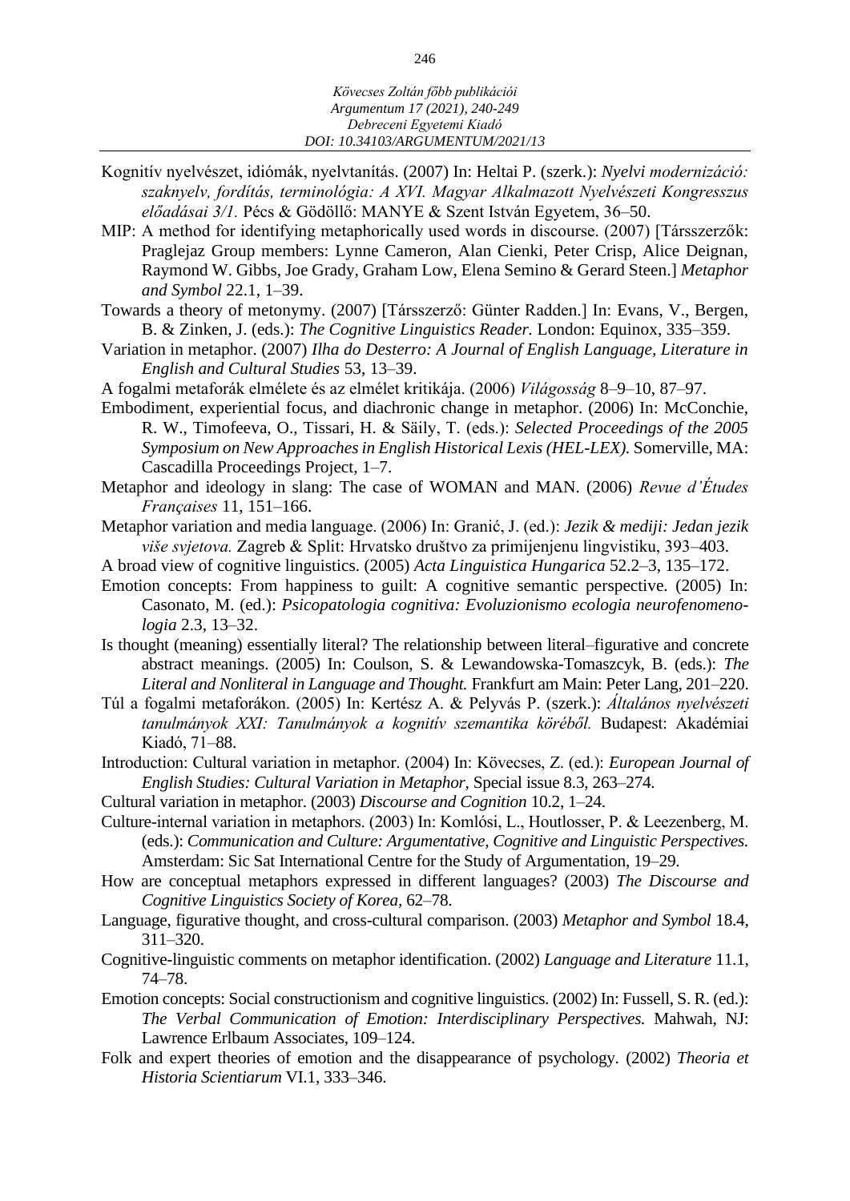Kognitív nyelvészet, idiómák, nyelvtanítás. (2007) In: Heltai P. (szerk.): *Nyelvi modernizáció: szaknyelv, fordítás, terminológia: A XVI. Magyar Alkalmazott Nyelvészeti Kongresszus előadásai 3/1.* Pécs & Gödöllő: MANYE & Szent István Egyetem, 36–50.

MIP: A method for identifying metaphorically used words in discourse. (2007) [Társszerzők: Praglejaz Group members: Lynne Cameron, Alan Cienki, Peter Crisp, Alice Deignan, Raymond W. Gibbs, Joe Grady, Graham Low, Elena Semino & Gerard Steen.] *Metaphor and Symbol* 22.1, 1–39.

Towards a theory of metonymy. (2007) [Társszerző: Günter Radden.] In: Evans, V., Bergen, B. & Zinken, J. (eds.): *The Cognitive Linguistics Reader.* London: Equinox, 335–359.

Variation in metaphor. (2007) *Ilha do Desterro: A Journal of English Language, Literature in English and Cultural Studies* 53, 13–39.

A fogalmi metaforák elmélete és az elmélet kritikája. (2006) *Világosság* 8–9–10, 87–97.

Embodiment, experiential focus, and diachronic change in metaphor. (2006) In: McConchie, R. W., Timofeeva, O., Tissari, H. & Säily, T. (eds.): *Selected Proceedings of the 2005 Symposium on New Approaches in English Historical Lexis (HEL-LEX).* Somerville, MA: Cascadilla Proceedings Project, 1–7.

Metaphor and ideology in slang: The case of WOMAN and MAN. (2006) *Revue d'Études Françaises* 11, 151–166.

Metaphor variation and media language. (2006) In: Granić, J. (ed.): *Jezik & mediji: Jedan jezik više svjetova.* Zagreb & Split: Hrvatsko društvo za primijenjenu lingvistiku, 393–403.

A broad view of cognitive linguistics. (2005) *Acta Linguistica Hungarica* 52.2–3, 135–172.

Emotion concepts: From happiness to guilt: A cognitive semantic perspective. (2005) In: Casonato, M. (ed.): *Psicopatologia cognitiva: Evoluzionismo ecologia neurofenomenologia* 2.3, 13–32.

Is thought (meaning) essentially literal? The relationship between literal–figurative and concrete abstract meanings. (2005) In: Coulson, S. & Lewandowska-Tomaszcyk, B. (eds.): *The Literal and Nonliteral in Language and Thought.* Frankfurt am Main: Peter Lang, 201–220.

Túl a fogalmi metaforákon. (2005) In: Kertész A. & Pelyvás P. (szerk.): *Általános nyelvészeti tanulmányok XXI: Tanulmányok a kognitív szemantika köréből.* Budapest: Akadémiai Kiadó, 71–88.

Introduction: Cultural variation in metaphor. (2004) In: Kövecses, Z. (ed.): *European Journal of English Studies: Cultural Variation in Metaphor,* Special issue 8.3, 263–274.

Cultural variation in metaphor. (2003) *Discourse and Cognition* 10.2, 1–24.

Culture-internal variation in metaphors. (2003) In: Komlósi, L., Houtlosser, P. & Leezenberg, M. (eds.): *Communication and Culture: Argumentative, Cognitive and Linguistic Perspectives.* Amsterdam: Sic Sat International Centre for the Study of Argumentation, 19–29.

How are conceptual metaphors expressed in different languages? (2003) *The Discourse and Cognitive Linguistics Society of Korea,* 62–78.

Language, figurative thought, and cross-cultural comparison. (2003) *Metaphor and Symbol* 18.4, 311–320.

Cognitive-linguistic comments on metaphor identification. (2002) *Language and Literature* 11.1, 74–78.

Emotion concepts: Social constructionism and cognitive linguistics. (2002) In: Fussell, S. R. (ed.): *The Verbal Communication of Emotion: Interdisciplinary Perspectives.* Mahwah, NJ: Lawrence Erlbaum Associates, 109–124.

Folk and expert theories of emotion and the disappearance of psychology. (2002) *Theoria et Historia Scientiarum* VI.1, 333–346.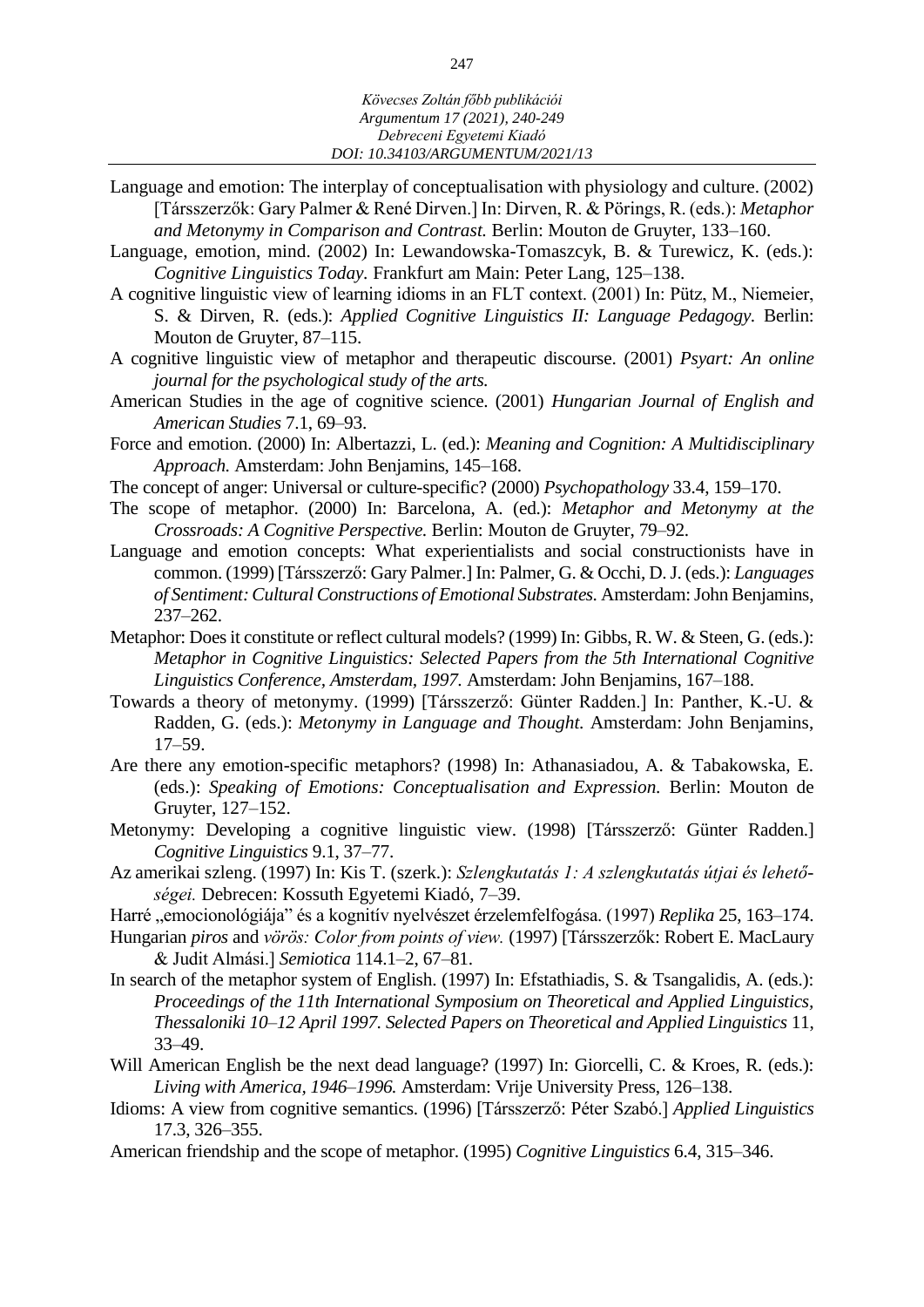Language and emotion: The interplay of conceptualisation with physiology and culture. (2002) [Társszerzők: Gary Palmer & René Dirven.] In: Dirven, R. & Pörings, R. (eds.): *Metaphor and Metonymy in Comparison and Contrast.* Berlin: Mouton de Gruyter, 133–160.

Language, emotion, mind. (2002) In: Lewandowska-Tomaszcyk, B. & Turewicz, K. (eds.): *Cognitive Linguistics Today.* Frankfurt am Main: Peter Lang, 125–138.

A cognitive linguistic view of learning idioms in an FLT context. (2001) In: Pütz, M., Niemeier, S. & Dirven, R. (eds.): *Applied Cognitive Linguistics II: Language Pedagogy.* Berlin: Mouton de Gruyter, 87–115.

A cognitive linguistic view of metaphor and therapeutic discourse. (2001) *Psyart: An online journal for the psychological study of the arts.*

American Studies in the age of cognitive science. (2001) *Hungarian Journal of English and American Studies* 7.1, 69–93.

Force and emotion. (2000) In: Albertazzi, L. (ed.): *Meaning and Cognition: A Multidisciplinary Approach.* Amsterdam: John Benjamins, 145–168.

The concept of anger: Universal or culture-specific? (2000) *Psychopathology* 33.4, 159–170.

The scope of metaphor. (2000) In: Barcelona, A. (ed.): *Metaphor and Metonymy at the Crossroads: A Cognitive Perspective.* Berlin: Mouton de Gruyter, 79–92.

Language and emotion concepts: What experientialists and social constructionists have in common. (1999) [Társszerző: Gary Palmer.] In: Palmer, G. & Occhi, D. J. (eds.): *Languages of Sentiment: Cultural Constructions of Emotional Substrates.* Amsterdam: John Benjamins, 237–262.

Metaphor: Does it constitute or reflect cultural models? (1999) In: Gibbs, R. W. & Steen, G. (eds.): *Metaphor in Cognitive Linguistics: Selected Papers from the 5th International Cognitive Linguistics Conference, Amsterdam, 1997.* Amsterdam: John Benjamins, 167–188.

Towards a theory of metonymy. (1999) [Társszerző: Günter Radden.] In: Panther, K.-U. & Radden, G. (eds.): *Metonymy in Language and Thought.* Amsterdam: John Benjamins, 17–59.

Are there any emotion-specific metaphors? (1998) In: Athanasiadou, A. & Tabakowska, E. (eds.): *Speaking of Emotions: Conceptualisation and Expression.* Berlin: Mouton de Gruyter, 127–152.

Metonymy: Developing a cognitive linguistic view. (1998) [Társszerző: Günter Radden.] *Cognitive Linguistics* 9.1, 37–77.

Az amerikai szleng. (1997) In: Kis T. (szerk.): *Szlengkutatás 1: A szlengkutatás útjai és lehetőségei.* Debrecen: Kossuth Egyetemi Kiadó, 7–39.

Harré „emocionológiája" és a kognitív nyelvészet érzelemfelfogása. (1997) *Replika* 25, 163–174.

Hungarian *piros* and *vörös: Color from points of view.* (1997) [Társszerzők: Robert E. MacLaury & Judit Almási.] *Semiotica* 114.1–2, 67–81.

In search of the metaphor system of English. (1997) In: Efstathiadis, S. & Tsangalidis, A. (eds.): *Proceedings of the 11th International Symposium on Theoretical and Applied Linguistics, Thessaloniki 10–12 April 1997. Selected Papers on Theoretical and Applied Linguistics* 11, 33–49.

Will American English be the next dead language? (1997) In: Giorcelli, C. & Kroes, R. (eds.): *Living with America, 1946–1996.* Amsterdam: Vrije University Press, 126–138.

Idioms: A view from cognitive semantics. (1996) [Társszerző: Péter Szabó.] *Applied Linguistics* 17.3, 326–355.

American friendship and the scope of metaphor. (1995) *Cognitive Linguistics* 6.4, 315–346.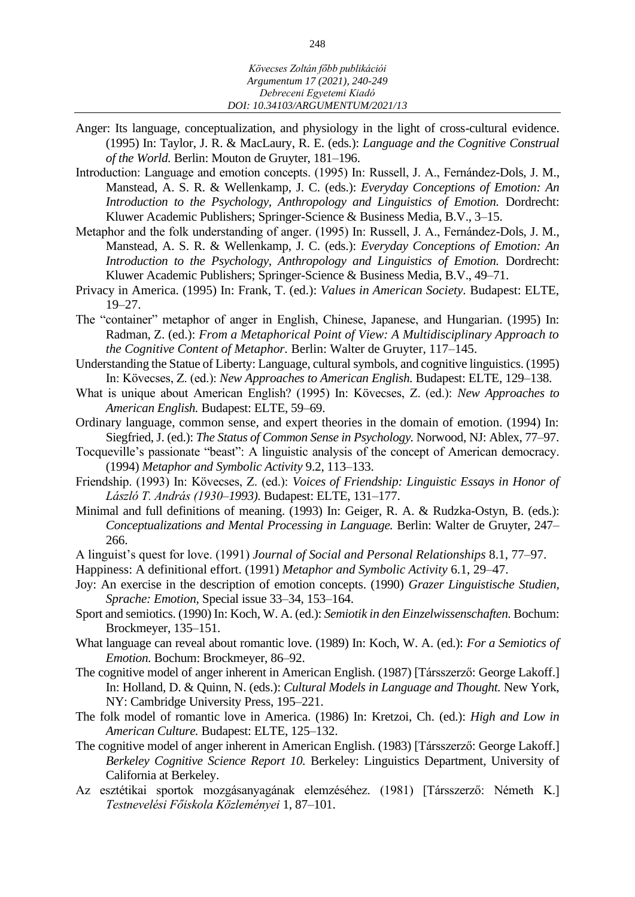Anger: Its language, conceptualization, and physiology in the light of cross-cultural evidence. (1995) In: Taylor, J. R. & MacLaury, R. E. (eds.): *Language and the Cognitive Construal of the World.* Berlin: Mouton de Gruyter, 181–196.

Introduction: Language and emotion concepts. (1995) In: Russell, J. A., Fernández-Dols, J. M., Manstead, A. S. R. & Wellenkamp, J. C. (eds.): *Everyday Conceptions of Emotion: An Introduction to the Psychology, Anthropology and Linguistics of Emotion.* Dordrecht: Kluwer Academic Publishers; Springer-Science & Business Media, B.V., 3–15.

Metaphor and the folk understanding of anger. (1995) In: Russell, J. A., Fernández-Dols, J. M., Manstead, A. S. R. & Wellenkamp, J. C. (eds.): *Everyday Conceptions of Emotion: An Introduction to the Psychology, Anthropology and Linguistics of Emotion.* Dordrecht: Kluwer Academic Publishers; Springer-Science & Business Media, B.V., 49–71.

Privacy in America. (1995) In: Frank, T. (ed.): *Values in American Society*. Budapest: ELTE, 19–27.

The "container" metaphor of anger in English, Chinese, Japanese, and Hungarian. (1995) In: Radman, Z. (ed.): *From a Metaphorical Point of View: A Multidisciplinary Approach to the Cognitive Content of Metaphor.* Berlin: Walter de Gruyter, 117–145.

Understanding the Statue of Liberty: Language, cultural symbols, and cognitive linguistics. (1995) In: Kövecses, Z. (ed.): *New Approaches to American English.* Budapest: ELTE, 129–138.

What is unique about American English? (1995) In: Kövecses, Z. (ed.): *New Approaches to American English.* Budapest: ELTE, 59–69.

Ordinary language, common sense, and expert theories in the domain of emotion. (1994) In: Siegfried, J. (ed.): *The Status of Common Sense in Psychology.* Norwood, NJ: Ablex, 77–97.

Tocqueville's passionate "beast": A linguistic analysis of the concept of American democracy. (1994) *Metaphor and Symbolic Activity* 9.2, 113–133.

Friendship. (1993) In: Kövecses, Z. (ed.): *Voices of Friendship: Linguistic Essays in Honor of László T. András (1930–1993).* Budapest: ELTE, 131–177.

Minimal and full definitions of meaning. (1993) In: Geiger, R. A. & Rudzka-Ostyn, B. (eds.): *Conceptualizations and Mental Processing in Language.* Berlin: Walter de Gruyter, 247–266.

A linguist's quest for love. (1991) *Journal of Social and Personal Relationships* 8.1, 77–97.

Happiness: A definitional effort. (1991) *Metaphor and Symbolic Activity* 6.1, 29–47.

Joy: An exercise in the description of emotion concepts. (1990) *Grazer Linguistische Studien, Sprache: Emotion,* Special issue 33–34, 153–164.

Sport and semiotics. (1990) In: Koch, W. A. (ed.): *Semiotik in den Einzelwissenschaften.* Bochum: Brockmeyer, 135–151.

What language can reveal about romantic love. (1989) In: Koch, W. A. (ed.): *For a Semiotics of Emotion.* Bochum: Brockmeyer, 86–92.

The cognitive model of anger inherent in American English. (1987) [Társszerző: George Lakoff.] In: Holland, D. & Quinn, N. (eds.): *Cultural Models in Language and Thought.* New York, NY: Cambridge University Press, 195–221.

The folk model of romantic love in America. (1986) In: Kretzoi, Ch. (ed.): *High and Low in American Culture.* Budapest: ELTE, 125–132.

The cognitive model of anger inherent in American English. (1983) [Társszerző: George Lakoff.] *Berkeley Cognitive Science Report 10.* Berkeley: Linguistics Department, University of California at Berkeley.

Az esztétikai sportok mozgásanyagának elemzéséhez. (1981) [Társszerző: Németh K.] *Testnevelési Főiskola Közleményei* 1, 87–101.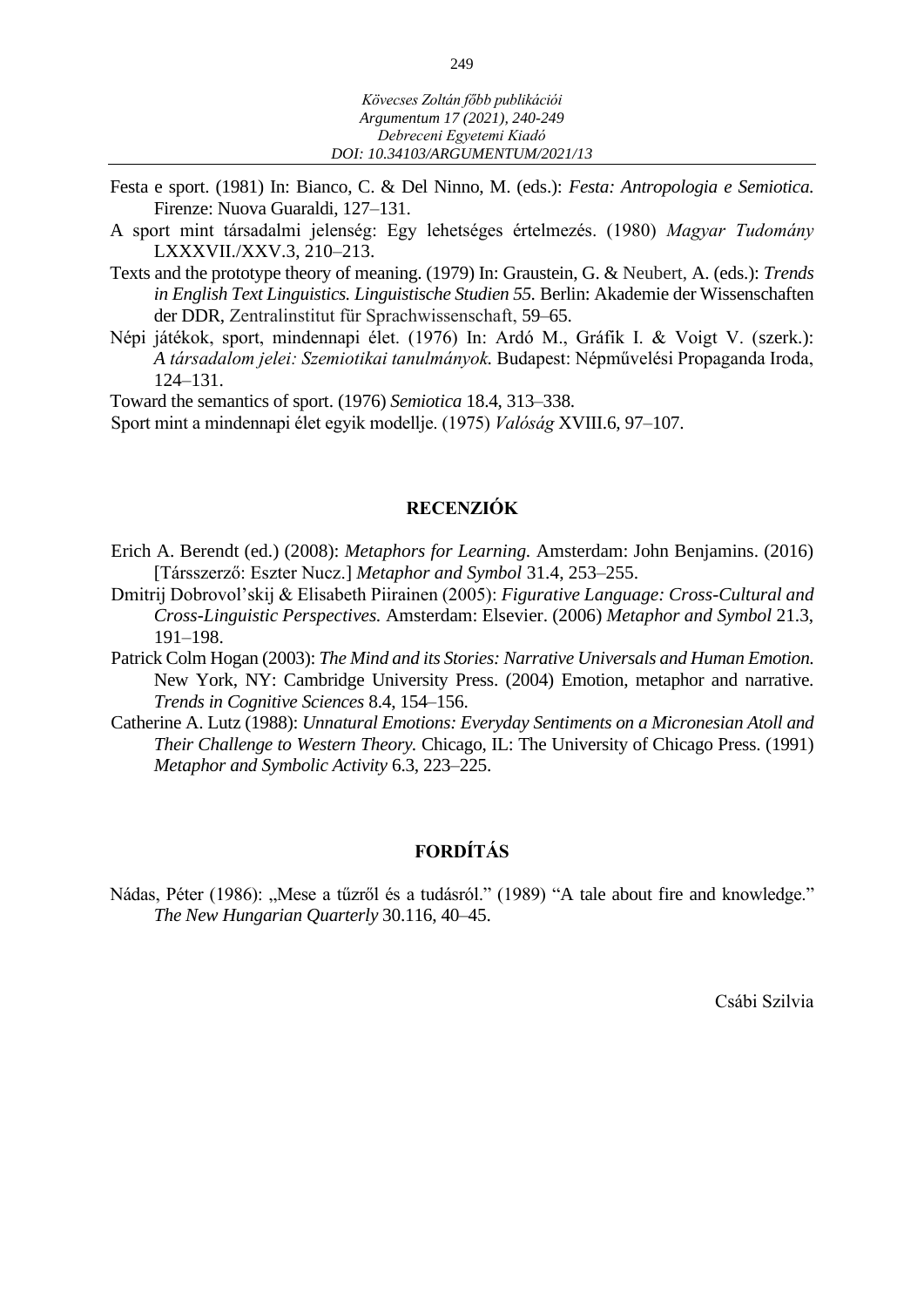Festa e sport. (1981) In: Bianco, C. & Del Ninno, M. (eds.): *Festa: Antropologia e Semiotica.* Firenze: Nuova Guaraldi, 127–131.

A sport mint társadalmi jelenség: Egy lehetséges értelmezés. (1980) *Magyar Tudomány* LXXXVII./XXV.3, 210–213.

Texts and the prototype theory of meaning. (1979) In: Graustein, G. & Neubert, A. (eds.): *Trends in English Text Linguistics. Linguistische Studien 55.* Berlin: Akademie der Wissenschaften der DDR, Zentralinstitut für Sprachwissenschaft, 59–65.

Népi játékok, sport, mindennapi élet. (1976) In: Ardó M., Gráfik I. & Voigt V. (szerk.): *A társadalom jelei: Szemiotikai tanulmányok.* Budapest: Népművelési Propaganda Iroda, 124–131.

Toward the semantics of sport. (1976) *Semiotica* 18.4, 313–338.

Sport mint a mindennapi élet egyik modellje. (1975) *Valóság* XVIII.6, 97–107.

## RECENZIÓK

Erich A. Berendt (ed.) (2008): *Metaphors for Learning.* Amsterdam: John Benjamins. (2016) [Társszerző: Eszter Nucz.] *Metaphor and Symbol* 31.4, 253–255.

Dmitrij Dobrovol'skij & Elisabeth Piirainen (2005): *Figurative Language: Cross-Cultural and Cross-Linguistic Perspectives.* Amsterdam: Elsevier. (2006) *Metaphor and Symbol* 21.3, 191–198.

Patrick Colm Hogan (2003): *The Mind and its Stories: Narrative Universals and Human Emotion.* New York, NY: Cambridge University Press. (2004) Emotion, metaphor and narrative. *Trends in Cognitive Sciences* 8.4, 154–156.

Catherine A. Lutz (1988): *Unnatural Emotions: Everyday Sentiments on a Micronesian Atoll and Their Challenge to Western Theory.* Chicago, IL: The University of Chicago Press. (1991) *Metaphor and Symbolic Activity* 6.3, 223–225.

## FORDÍTÁS

Nádas, Péter (1986): „Mese a tűzről és a tudásról." (1989) "A tale about fire and knowledge." *The New Hungarian Quarterly* 30.116, 40–45.

Csábi Szilvia